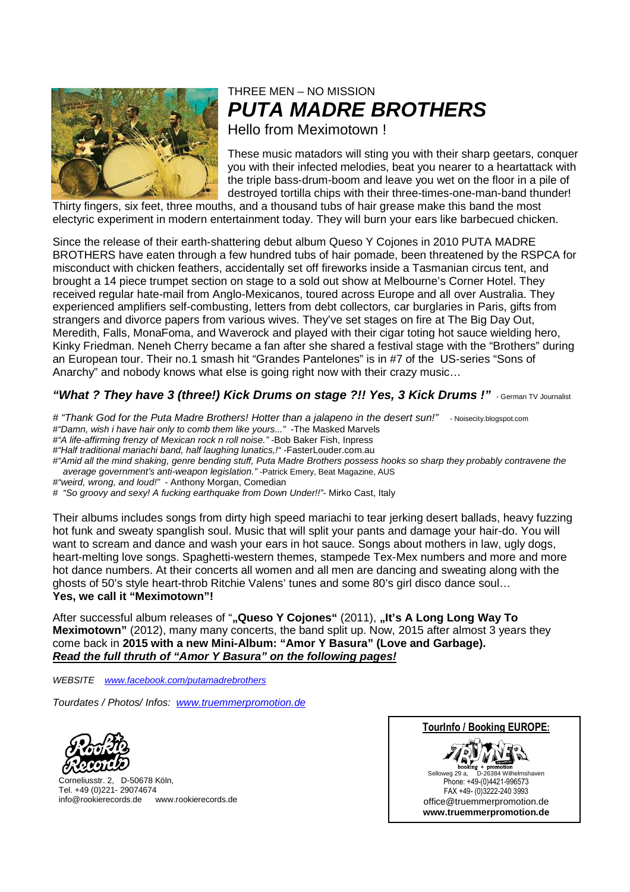THREE MEN – NO MISSION

# *PUTA MADRE BROTHERS*

Hello from Meximotown !

These music matadors will sting you with their sharp geetars, conquer you with their infected melodies, beat you nearer to a heartattack with the triple bass-drum-boom and leave you wet on the floor in a pile of destroyed tortilla chips with their three-times-one-man-band thunder! Thirty fingers, six feet, three mouths, and a thousand tubs of hair grease make this band the most electyric experiment in modern entertainment today. They will burn your ears like barbecued chicken.

Since the release of their earth-shattering debut album Queso Y Cojones in 2010 PUTA MADRE BROTHERS have eaten through a few hundred tubs of hair pomade, been threatened by the RSPCA for misconduct with chicken feathers, accidentally set off fireworks inside a Tasmanian circus tent, and brought a 14 piece trumpet section on stage to a sold out show at Melbourne's Corner Hotel. They received regular hate-mail from Anglo-Mexicanos, toured across Europe and all over Australia. They experienced amplifiers self-combusting, letters from debt collectors, car burglaries in Paris, gifts from strangers and divorce papers from various wives. They've set stages on fire at The Big Day Out, Meredith, Falls, MonaFoma, and Waverock and played with their cigar toting hot sauce wielding hero, Kinky Friedman. Neneh Cherry became a fan after she shared a festival stage with the "Brothers" during an European tour. Their no.1 smash hit "Grandes Pantelones" is in #7 of the US-series "Sons of Anarchy" and nobody knows what else is going right now with their crazy music…

***"What ? They have 3 (three!) Kick Drums on stage ?!! Yes, 3 Kick Drums !"*** - German TV Journalist

# *"Thank God for the Puta Madre Brothers! Hotter than a jalapeno in the desert sun!"* - Noisecity.blogspot.com
#*"Damn, wish i have hair only to comb them like yours..."* -The Masked Marvels
#*"A life-affirming frenzy of Mexican rock n roll noise."* -Bob Baker Fish, Inpress
#*"Half traditional mariachi band, half laughing lunatics,!"* -FasterLouder.com.au
#*"Amid all the mind shaking, genre bending stuff, Puta Madre Brothers possess hooks so sharp they probably contravene the average government's anti-weapon legislation."* -Patrick Emery, Beat Magazine, AUS
#*"weird, wrong, and loud!"* - Anthony Morgan, Comedian
# *"So groovy and sexy! A fucking earthquake from Down Under!!"*- Mirko Cast, Italy

Their albums includes songs from dirty high speed mariachi to tear jerking desert ballads, heavy fuzzing hot funk and sweaty spanglish soul. Music that will split your pants and damage your hair-do. You will want to scream and dance and wash your ears in hot sauce. Songs about mothers in law, ugly dogs, heart-melting love songs. Spaghetti-western themes, stampede Tex-Mex numbers and more and more hot dance numbers. At their concerts all women and all men are dancing and sweating along with the ghosts of 50's style heart-throb Ritchie Valens' tunes and some 80's girl disco dance soul…
**Yes, we call it "Meximotown"!**

After successful album releases of "**„Queso Y Cojones"** (2011), **„It's A Long Long Way To Meximotown"** (2012), many many concerts, the band split up. Now, 2015 after almost 3 years they come back in **2015 with a new Mini-Album: "Amor Y Basura" (Love and Garbage).**
***Read the full thruth of "Amor Y Basura" on the following pages!***

*WEBSITE* *www.facebook.com/putamadrebrothers*

*Tourdates / Photos/ Infos:* *www.truemmerpromotion.de*

Corneliusstr. 2, D-50678 Köln,
Tel. +49 (0)221- 29074674
info@rookierecords.de www.rookierecords.de

**TourInfo / Booking EUROPE:**

booking + promotion
Selloweg 29 a, D-26384 Wilhelmshaven
Phone: +49-(0)4421-996573
FAX +49- (0)3222-240 3993
office@truemmerpromotion.de
**www.truemmerpromotion.de**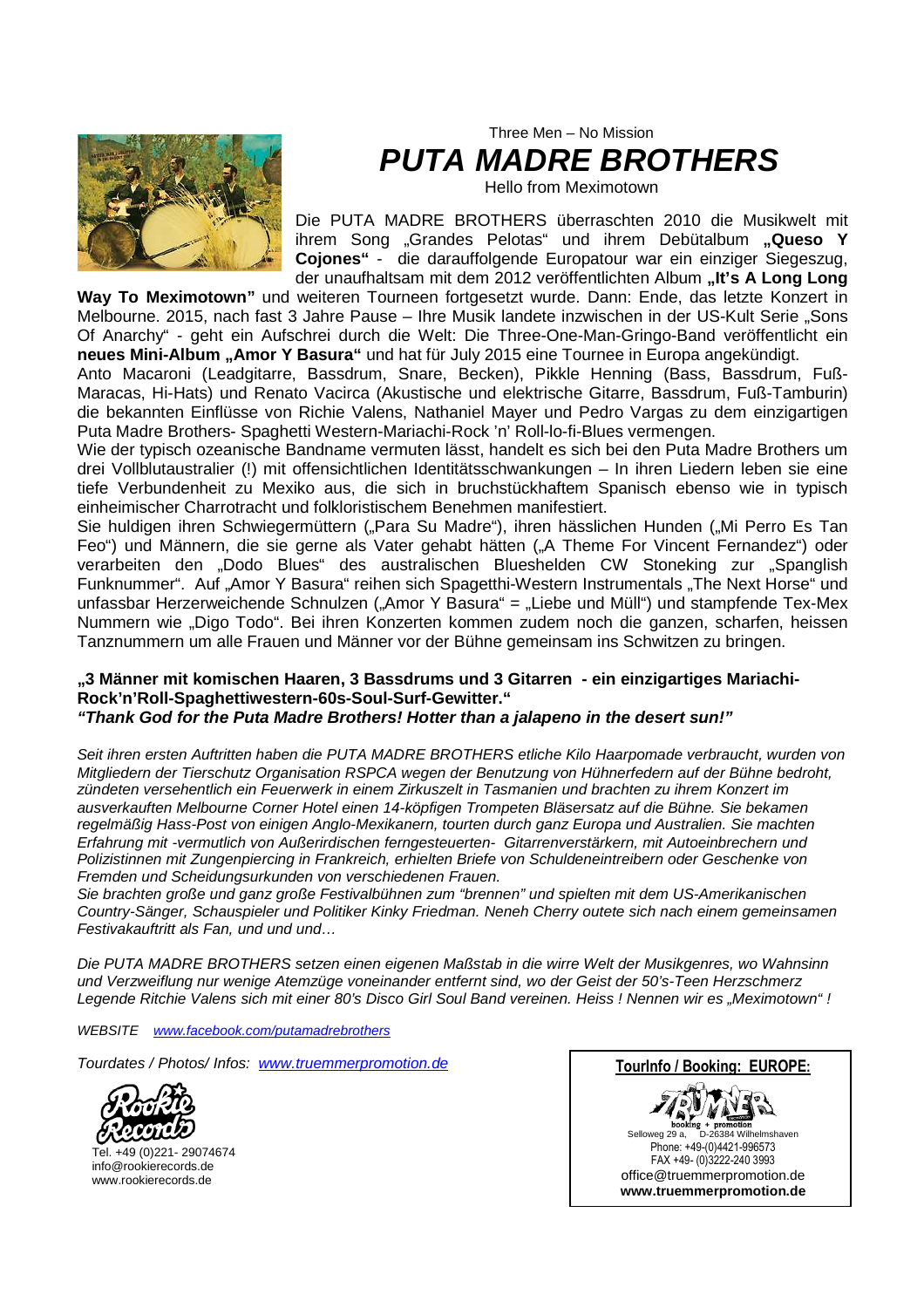Three Men – No Mission

# PUTA MADRE BROTHERS

Hello from Meximotown

Die PUTA MADRE BROTHERS überraschten 2010 die Musikwelt mit ihrem Song „Grandes Pelotas" und ihrem Debütalbum **„Queso Y Cojones"** - die darauffolgende Europatour war ein einziger Siegeszug, der unaufhaltsam mit dem 2012 veröffentlichten Album **„It's A Long Long Way To Meximotown"** und weiteren Tourneen fortgesetzt wurde. Dann: Ende, das letzte Konzert in Melbourne. 2015, nach fast 3 Jahre Pause – Ihre Musik landete inzwischen in der US-Kult Serie „Sons Of Anarchy" - geht ein Aufschrei durch die Welt: Die Three-One-Man-Gringo-Band veröffentlicht ein **neues Mini-Album „Amor Y Basura"** und hat für July 2015 eine Tournee in Europa angekündigt.

Anto Macaroni (Leadgitarre, Bassdrum, Snare, Becken), Pikkle Henning (Bass, Bassdrum, Fuß-Maracas, Hi-Hats) und Renato Vacirca (Akustische und elektrische Gitarre, Bassdrum, Fuß-Tamburin) die bekannten Einflüsse von Richie Valens, Nathaniel Mayer und Pedro Vargas zu dem einzigartigen Puta Madre Brothers- Spaghetti Western-Mariachi-Rock 'n' Roll-lo-fi-Blues vermengen.

Wie der typisch ozeanische Bandname vermuten lässt, handelt es sich bei den Puta Madre Brothers um drei Vollblutaustralier (!) mit offensichtlichen Identitätsschwankungen – In ihren Liedern leben sie eine tiefe Verbundenheit zu Mexiko aus, die sich in bruchstückhaftem Spanisch ebenso wie in typisch einheimischer Charrotracht und folkloristischem Benehmen manifestiert.

Sie huldigen ihren Schwiegermüttern („Para Su Madre"), ihren hässlichen Hunden („Mi Perro Es Tan Feo") und Männern, die sie gerne als Vater gehabt hätten („A Theme For Vincent Fernandez") oder verarbeiten den „Dodo Blues" des australischen Bluesheiden CW Stoneking zur „Spanglish Funknummer". Auf „Amor Y Basura" reihen sich Spagetthi-Western Instrumentals „The Next Horse" und unfassbar Herzerweichende Schnulzen („Amor Y Basura" = „Liebe und Müll") und stampfende Tex-Mex Nummern wie „Digo Todo". Bei ihren Konzerten kommen zudem noch die ganzen, scharfen, heissen Tanznummern um alle Frauen und Männer vor der Bühne gemeinsam ins Schwitzen zu bringen.

**„3 Männer mit komischen Haaren, 3 Bassdrums und 3 Gitarren - ein einzigartiges Mariachi-Rock'n'Roll-Spaghettiwestern-60s-Soul-Surf-Gewitter."**
***"Thank God for the Puta Madre Brothers! Hotter than a jalapeno in the desert sun!"***

*Seit ihren ersten Auftritten haben die PUTA MADRE BROTHERS etliche Kilo Haarpomade verbraucht, wurden von Mitgliedern der Tierschutz Organisation RSPCA wegen der Benutzung von Hühnerfedern auf der Bühne bedroht, zündeten versehentlich ein Feuerwerk in einem Zirkuszelt in Tasmanien und brachten zu ihrem Konzert im ausverkauften Melbourne Corner Hotel einen 14-köpfigen Trompeten Bläsersatz auf die Bühne. Sie bekamen regelmäßig Hass-Post von einigen Anglo-Mexikanern, tourten durch ganz Europa und Australien. Sie machten Erfahrung mit -vermutlich von Außerirdischen ferngesteuerten- Gitarrenverstärkern, mit Autoeinbrechern und Polizistinnen mit Zungenpiercing in Frankreich, erhielten Briefe von Schuldeneintreibern oder Geschenke von Fremden und Scheidungsurkunden von verschiedenen Frauen.*

*Sie brachten große und ganz große Festivalbühnen zum "brennen" und spielten mit dem US-Amerikanischen Country-Sänger, Schauspieler und Politiker Kinky Friedman. Neneh Cherry outete sich nach einem gemeinsamen Festivakauftritt als Fan, und und und…*

*Die PUTA MADRE BROTHERS setzen einen eigenen Maßstab in die wirre Welt der Musikgenres, wo Wahnsinn und Verzweiflung nur wenige Atemzüge voneinander entfernt sind, wo der Geist der 50's-Teen Herzschmerz Legende Ritchie Valens sich mit einer 80's Disco Girl Soul Band vereinen. Heiss ! Nennen wir es „Meximotown" !*

*WEBSITE* *www.facebook.com/putamadrebrothers*

*Tourdates / Photos/ Infos:* *www.truemmerpromotion.de*

Rookie Records
Tel. +49 (0)221- 29074674
info@rookierecords.de
www.rookierecords.de

**TourInfo / Booking: EUROPE:**

Trümmer booking + promotion
Selloweg 29 a, D-26384 Wilhelmshaven
Phone: +49-(0)4421-996573
FAX +49- (0)3222-240 3993
office@truemmerpromotion.de
**www.truemmerpromotion.de**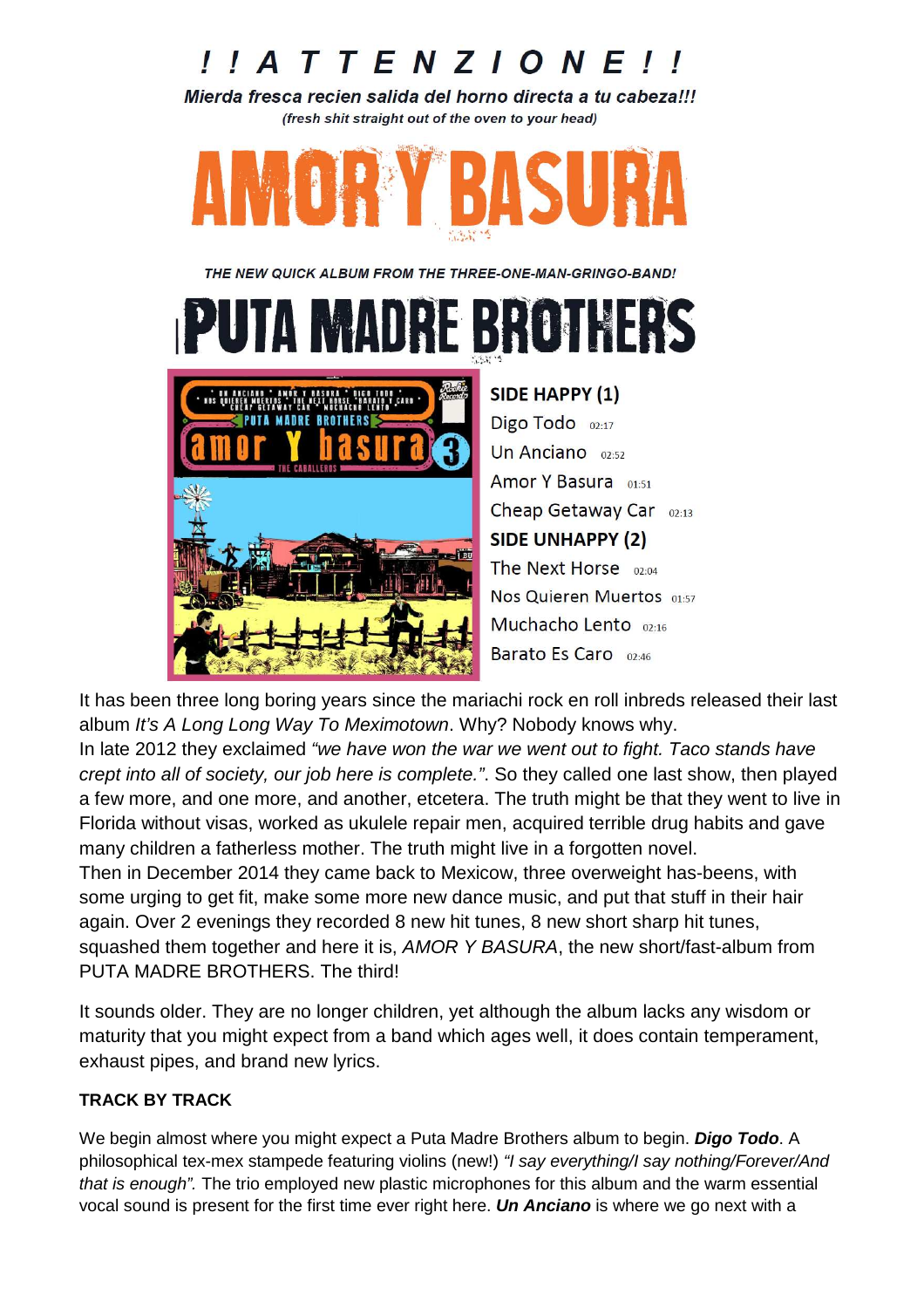# ! ! A T T E N Z I O N E ! !

***Mierda fresca recien salida del horno directa a tu cabeza!!!***

***(fresh shit straight out of the oven to your head)***

# AMOR Y BASURA

***THE NEW QUICK ALBUM FROM THE THREE-ONE-MAN-GRINGO-BAND!***

# PUTA MADRE BROTHERS

**SIDE HAPPY (1)**

Digo Todo 02:17

Un Anciano 02:52

Amor Y Basura 01:51

Cheap Getaway Car 02:13

**SIDE UNHAPPY (2)**

The Next Horse 02:04

Nos Quieren Muertos 01:57

Muchacho Lento 02:16

Barato Es Caro 02:46

It has been three long boring years since the mariachi rock en roll inbreds released their last album *It's A Long Long Way To Meximotown*. Why? Nobody knows why.
In late 2012 they exclaimed *"we have won the war we went out to fight. Taco stands have crept into all of society, our job here is complete."*. So they called one last show, then played a few more, and one more, and another, etcetera. The truth might be that they went to live in Florida without visas, worked as ukulele repair men, acquired terrible drug habits and gave many children a fatherless mother. The truth might live in a forgotten novel.
Then in December 2014 they came back to Mexicow, three overweight has-beens, with some urging to get fit, make some more new dance music, and put that stuff in their hair again. Over 2 evenings they recorded 8 new hit tunes, 8 new short sharp hit tunes, squashed them together and here it is, *AMOR Y BASURA*, the new short/fast-album from PUTA MADRE BROTHERS. The third!

It sounds older. They are no longer children, yet although the album lacks any wisdom or maturity that you might expect from a band which ages well, it does contain temperament, exhaust pipes, and brand new lyrics.

**TRACK BY TRACK**

We begin almost where you might expect a Puta Madre Brothers album to begin. ***Digo Todo***. A philosophical tex-mex stampede featuring violins (new!) *"I say everything/I say nothing/Forever/And that is enough".* The trio employed new plastic microphones for this album and the warm essential vocal sound is present for the first time ever right here. ***Un Anciano*** is where we go next with a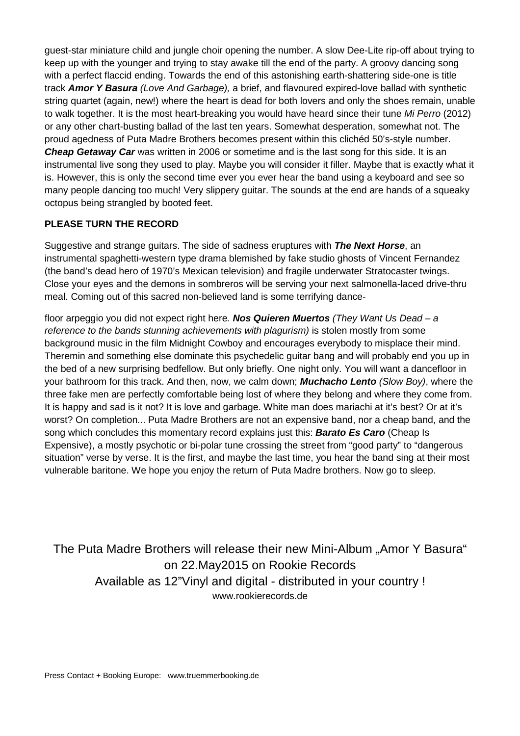guest-star miniature child and jungle choir opening the number. A slow Dee-Lite rip-off about trying to keep up with the younger and trying to stay awake till the end of the party. A groovy dancing song with a perfect flaccid ending. Towards the end of this astonishing earth-shattering side-one is title track ***Amor Y Basura*** *(Love And Garbage),* a brief, and flavoured expired-love ballad with synthetic string quartet (again, new!) where the heart is dead for both lovers and only the shoes remain, unable to walk together. It is the most heart-breaking you would have heard since their tune *Mi Perro* (2012) or any other chart-busting ballad of the last ten years. Somewhat desperation, somewhat not. The proud agedness of Puta Madre Brothers becomes present within this clichéd 50's-style number. ***Cheap Getaway Car*** was written in 2006 or sometime and is the last song for this side. It is an instrumental live song they used to play. Maybe you will consider it filler. Maybe that is exactly what it is. However, this is only the second time ever you ever hear the band using a keyboard and see so many people dancing too much! Very slippery guitar. The sounds at the end are hands of a squeaky octopus being strangled by booted feet.

**PLEASE TURN THE RECORD**

Suggestive and strange guitars. The side of sadness eruptures with ***The Next Horse***, an instrumental spaghetti-western type drama blemished by fake studio ghosts of Vincent Fernandez (the band's dead hero of 1970's Mexican television) and fragile underwater Stratocaster twings. Close your eyes and the demons in sombreros will be serving your next salmonella-laced drive-thru meal. Coming out of this sacred non-believed land is some terrifying dance-

floor arpeggio you did not expect right here*.* ***Nos Quieren Muertos*** *(They Want Us Dead – a reference to the bands stunning achievements with plagurism)* is stolen mostly from some background music in the film Midnight Cowboy and encourages everybody to misplace their mind. Theremin and something else dominate this psychedelic guitar bang and will probably end you up in the bed of a new surprising bedfellow. But only briefly. One night only. You will want a dancefloor in your bathroom for this track. And then, now, we calm down; ***Muchacho Lento*** *(Slow Boy)*, where the three fake men are perfectly comfortable being lost of where they belong and where they come from. It is happy and sad is it not? It is love and garbage. White man does mariachi at it's best? Or at it's worst? On completion... Puta Madre Brothers are not an expensive band, nor a cheap band, and the song which concludes this momentary record explains just this: ***Barato Es Caro*** (Cheap Is Expensive), a mostly psychotic or bi-polar tune crossing the street from "good party" to "dangerous situation" verse by verse. It is the first, and maybe the last time, you hear the band sing at their most vulnerable baritone. We hope you enjoy the return of Puta Madre brothers. Now go to sleep.

The Puta Madre Brothers will release their new Mini-Album „Amor Y Basura" on 22.May2015 on Rookie Records
Available as 12"Vinyl and digital - distributed in your country !
www.rookierecords.de

Press Contact + Booking Europe: www.truemmerbooking.de